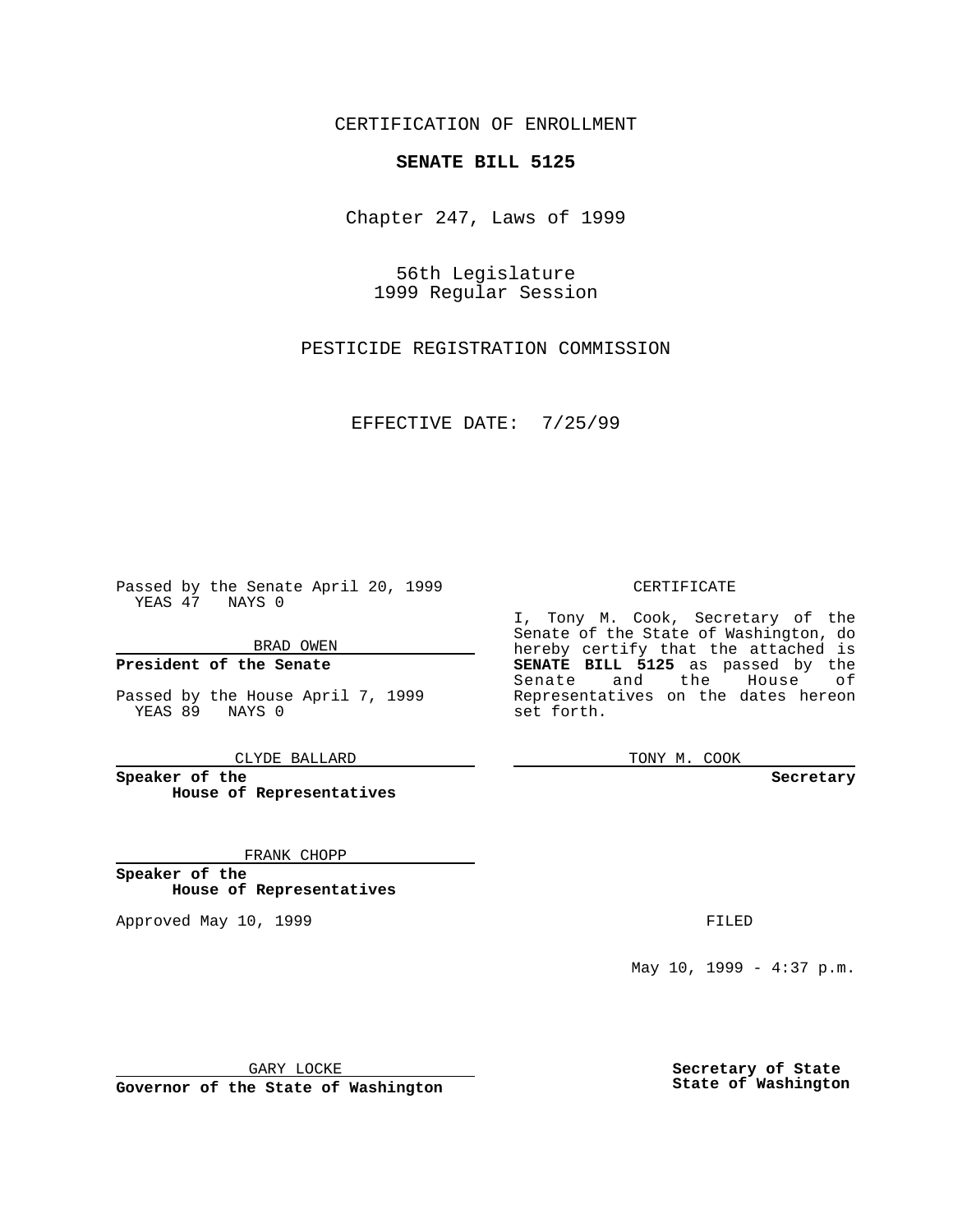CERTIFICATION OF ENROLLMENT

**SENATE BILL 5125**

Chapter 247, Laws of 1999

56th Legislature
1999 Regular Session

PESTICIDE REGISTRATION COMMISSION

EFFECTIVE DATE: 7/25/99

Passed by the Senate April 20, 1999
YEAS 47 NAYS 0

BRAD OWEN

**President of the Senate**

Passed by the House April 7, 1999
YEAS 89 NAYS 0

CLYDE BALLARD

**Speaker of the House of Representatives**

FRANK CHOPP

**Speaker of the House of Representatives**

Approved May 10, 1999

GARY LOCKE

**Governor of the State of Washington**

CERTIFICATE

I, Tony M. Cook, Secretary of the Senate of the State of Washington, do hereby certify that the attached is **SENATE BILL 5125** as passed by the Senate and the House of Representatives on the dates hereon set forth.

TONY M. COOK

**Secretary**

FILED

May 10, 1999 - 4:37 p.m.

**Secretary of State**
**State of Washington**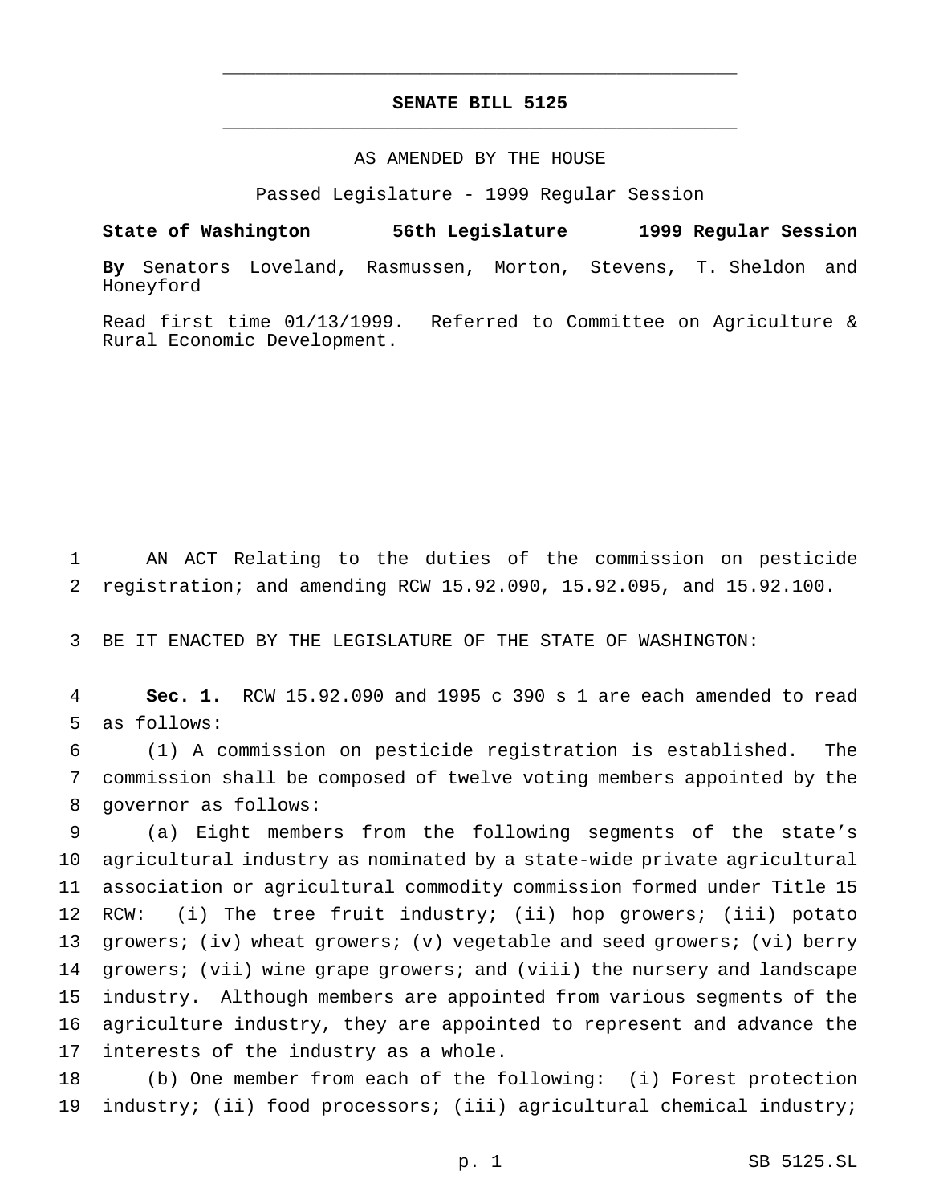# SENATE BILL 5125

AS AMENDED BY THE HOUSE

Passed Legislature - 1999 Regular Session

**State of Washington 56th Legislature 1999 Regular Session**

**By** Senators Loveland, Rasmussen, Morton, Stevens, T. Sheldon and Honeyford

Read first time 01/13/1999. Referred to Committee on Agriculture & Rural Economic Development.

AN ACT Relating to the duties of the commission on pesticide registration; and amending RCW 15.92.090, 15.92.095, and 15.92.100.

BE IT ENACTED BY THE LEGISLATURE OF THE STATE OF WASHINGTON:

**Sec. 1.** RCW 15.92.090 and 1995 c 390 s 1 are each amended to read as follows:

(1) A commission on pesticide registration is established. The commission shall be composed of twelve voting members appointed by the governor as follows:

(a) Eight members from the following segments of the state's agricultural industry as nominated by a state-wide private agricultural association or agricultural commodity commission formed under Title 15 RCW: (i) The tree fruit industry; (ii) hop growers; (iii) potato growers; (iv) wheat growers; (v) vegetable and seed growers; (vi) berry growers; (vii) wine grape growers; and (viii) the nursery and landscape industry. Although members are appointed from various segments of the agriculture industry, they are appointed to represent and advance the interests of the industry as a whole.

(b) One member from each of the following: (i) Forest protection industry; (ii) food processors; (iii) agricultural chemical industry;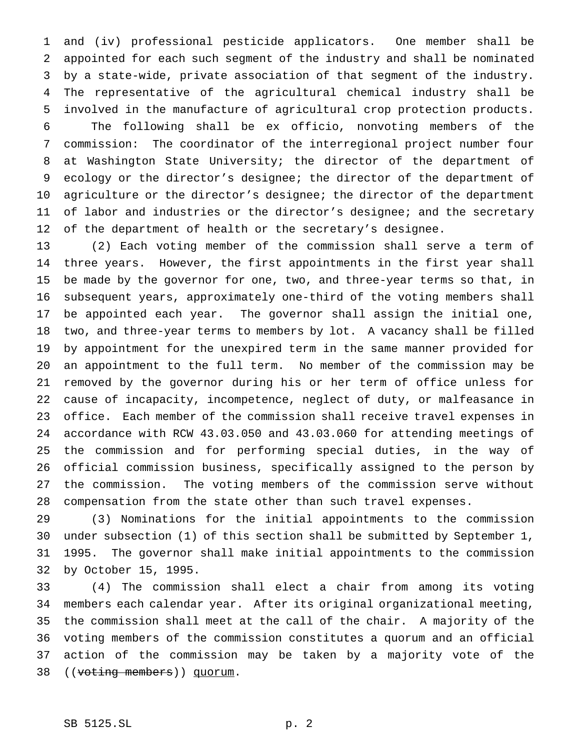and (iv) professional pesticide applicators. One member shall be appointed for each such segment of the industry and shall be nominated by a state-wide, private association of that segment of the industry. The representative of the agricultural chemical industry shall be involved in the manufacture of agricultural crop protection products.

The following shall be ex officio, nonvoting members of the commission: The coordinator of the interregional project number four at Washington State University; the director of the department of ecology or the director's designee; the director of the department of agriculture or the director's designee; the director of the department of labor and industries or the director's designee; and the secretary of the department of health or the secretary's designee.

(2) Each voting member of the commission shall serve a term of three years. However, the first appointments in the first year shall be made by the governor for one, two, and three-year terms so that, in subsequent years, approximately one-third of the voting members shall be appointed each year. The governor shall assign the initial one, two, and three-year terms to members by lot. A vacancy shall be filled by appointment for the unexpired term in the same manner provided for an appointment to the full term. No member of the commission may be removed by the governor during his or her term of office unless for cause of incapacity, incompetence, neglect of duty, or malfeasance in office. Each member of the commission shall receive travel expenses in accordance with RCW 43.03.050 and 43.03.060 for attending meetings of the commission and for performing special duties, in the way of official commission business, specifically assigned to the person by the commission. The voting members of the commission serve without compensation from the state other than such travel expenses.

(3) Nominations for the initial appointments to the commission under subsection (1) of this section shall be submitted by September 1, 1995. The governor shall make initial appointments to the commission by October 15, 1995.

(4) The commission shall elect a chair from among its voting members each calendar year. After its original organizational meeting, the commission shall meet at the call of the chair. A majority of the voting members of the commission constitutes a quorum and an official action of the commission may be taken by a majority vote of the ((~~voting members~~)) <u>quorum</u>.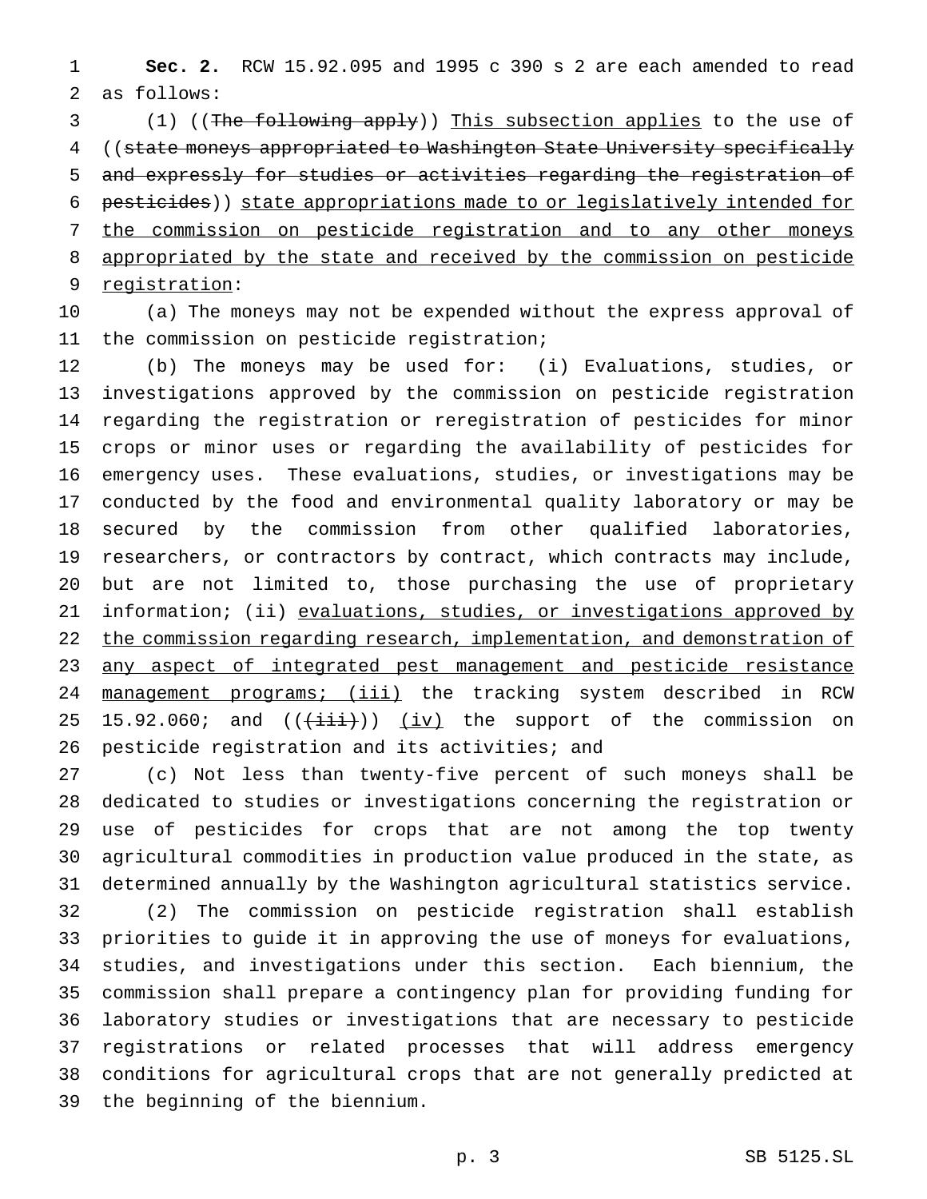**Sec. 2.** RCW 15.92.095 and 1995 c 390 s 2 are each amended to read as follows:

(1) ((~~The following apply~~)) This subsection applies to the use of ((~~state moneys appropriated to Washington State University specifically and expressly for studies or activities regarding the registration of pesticides~~)) state appropriations made to or legislatively intended for the commission on pesticide registration and to any other moneys appropriated by the state and received by the commission on pesticide registration:

(a) The moneys may not be expended without the express approval of the commission on pesticide registration;

(b) The moneys may be used for: (i) Evaluations, studies, or investigations approved by the commission on pesticide registration regarding the registration or reregistration of pesticides for minor crops or minor uses or regarding the availability of pesticides for emergency uses. These evaluations, studies, or investigations may be conducted by the food and environmental quality laboratory or may be secured by the commission from other qualified laboratories, researchers, or contractors by contract, which contracts may include, but are not limited to, those purchasing the use of proprietary information; (ii) evaluations, studies, or investigations approved by the commission regarding research, implementation, and demonstration of any aspect of integrated pest management and pesticide resistance management programs; (iii) the tracking system described in RCW 15.92.060; and ((~~(iii)~~)) (iv) the support of the commission on pesticide registration and its activities; and

(c) Not less than twenty-five percent of such moneys shall be dedicated to studies or investigations concerning the registration or use of pesticides for crops that are not among the top twenty agricultural commodities in production value produced in the state, as determined annually by the Washington agricultural statistics service.

(2) The commission on pesticide registration shall establish priorities to guide it in approving the use of moneys for evaluations, studies, and investigations under this section. Each biennium, the commission shall prepare a contingency plan for providing funding for laboratory studies or investigations that are necessary to pesticide registrations or related processes that will address emergency conditions for agricultural crops that are not generally predicted at the beginning of the biennium.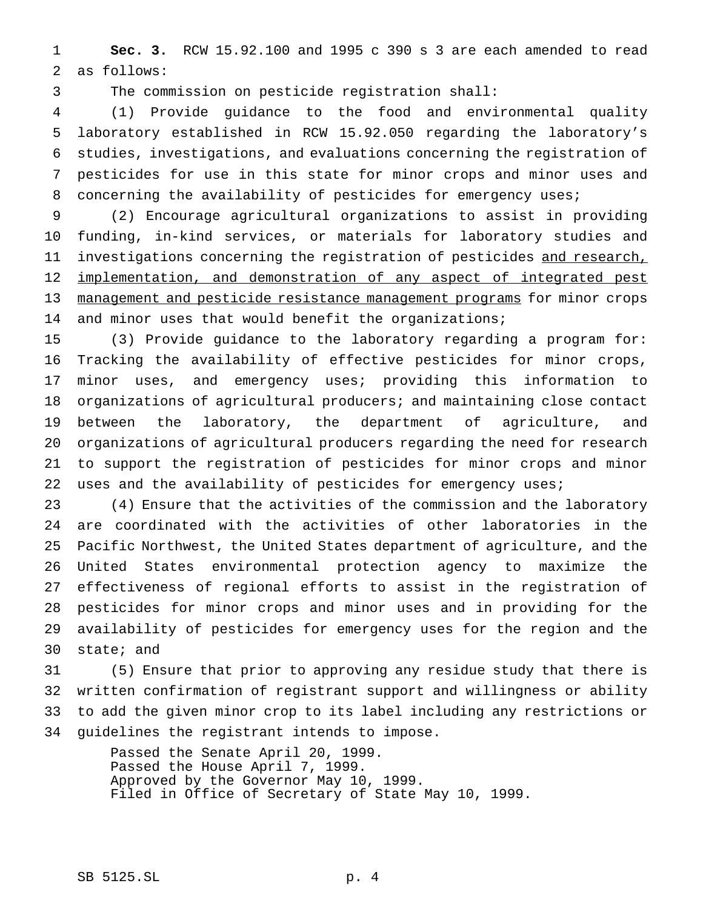**Sec. 3.** RCW 15.92.100 and 1995 c 390 s 3 are each amended to read as follows:

The commission on pesticide registration shall:

(1) Provide guidance to the food and environmental quality laboratory established in RCW 15.92.050 regarding the laboratory's studies, investigations, and evaluations concerning the registration of pesticides for use in this state for minor crops and minor uses and concerning the availability of pesticides for emergency uses;

(2) Encourage agricultural organizations to assist in providing funding, in-kind services, or materials for laboratory studies and investigations concerning the registration of pesticides <u>and research, implementation, and demonstration of any aspect of integrated pest management and pesticide resistance management programs</u> for minor crops and minor uses that would benefit the organizations;

(3) Provide guidance to the laboratory regarding a program for: Tracking the availability of effective pesticides for minor crops, minor uses, and emergency uses; providing this information to organizations of agricultural producers; and maintaining close contact between the laboratory, the department of agriculture, and organizations of agricultural producers regarding the need for research to support the registration of pesticides for minor crops and minor uses and the availability of pesticides for emergency uses;

(4) Ensure that the activities of the commission and the laboratory are coordinated with the activities of other laboratories in the Pacific Northwest, the United States department of agriculture, and the United States environmental protection agency to maximize the effectiveness of regional efforts to assist in the registration of pesticides for minor crops and minor uses and in providing for the availability of pesticides for emergency uses for the region and the state; and

(5) Ensure that prior to approving any residue study that there is written confirmation of registrant support and willingness or ability to add the given minor crop to its label including any restrictions or guidelines the registrant intends to impose.

Passed the Senate April 20, 1999.
Passed the House April 7, 1999.
Approved by the Governor May 10, 1999.
Filed in Office of Secretary of State May 10, 1999.